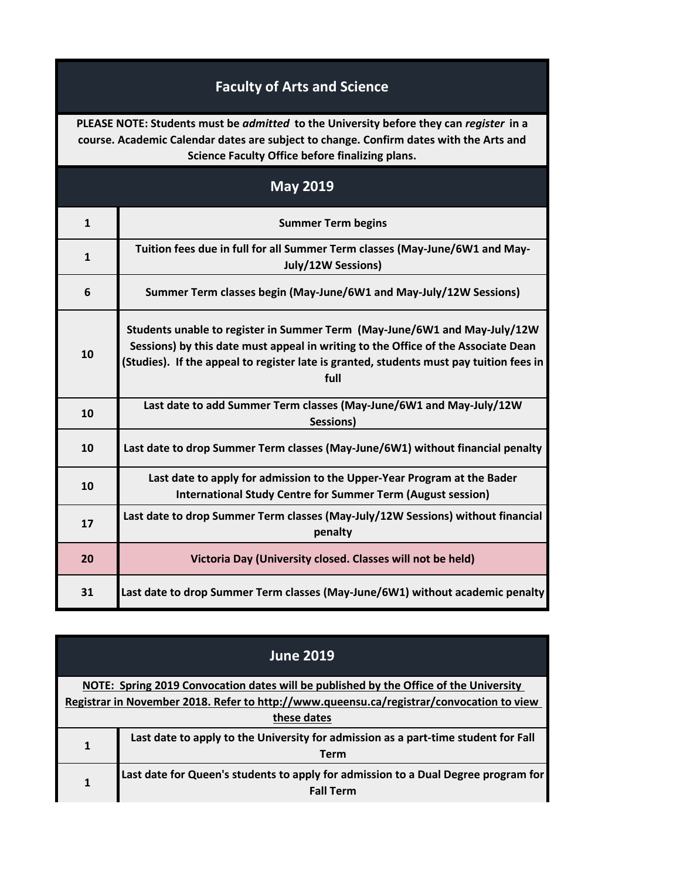# Faculty of Arts and Science

**PLEASE NOTE: Students must be *admitted* to the University before they can *register* in a course. Academic Calendar dates are subject to change. Confirm dates with the Arts and Science Faculty Office before finalizing plans.**

## May 2019

| Date | Event |
|---|---|
| 1 | Summer Term begins |
| 1 | Tuition fees due in full for all Summer Term classes (May-June/6W1 and May-July/12W Sessions) |
| 6 | Summer Term classes begin (May-June/6W1 and May-July/12W Sessions) |
| 10 | Students unable to register in Summer Term (May-June/6W1 and May-July/12W Sessions) by this date must appeal in writing to the Office of the Associate Dean (Studies). If the appeal to register late is granted, students must pay tuition fees in full |
| 10 | Last date to add Summer Term classes (May-June/6W1 and May-July/12W Sessions) |
| 10 | Last date to drop Summer Term classes (May-June/6W1) without financial penalty |
| 10 | Last date to apply for admission to the Upper-Year Program at the Bader International Study Centre for Summer Term (August session) |
| 17 | Last date to drop Summer Term classes (May-July/12W Sessions) without financial penalty |
| 20 | Victoria Day (University closed. Classes will not be held) |
| 31 | Last date to drop Summer Term classes (May-June/6W1) without academic penalty |

## June 2019

**NOTE: Spring 2019 Convocation dates will be published by the Office of the University Registrar in November 2018. Refer to http://www.queensu.ca/registrar/convocation to view these dates**

| Date | Event |
|---|---|
| 1 | Last date to apply to the University for admission as a part-time student for Fall Term |
| 1 | Last date for Queen's students to apply for admission to a Dual Degree program for Fall Term |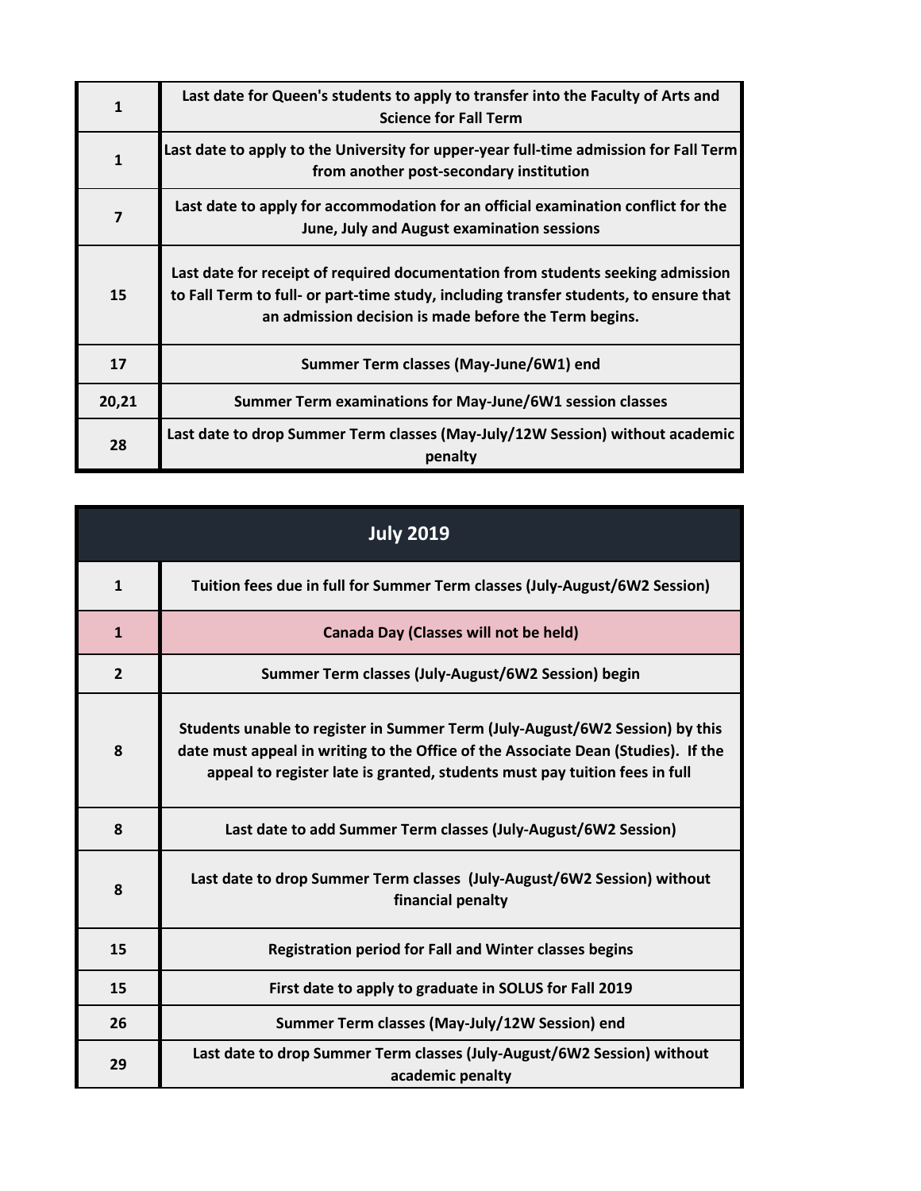| | |
|---|---|
| 1 | Last date for Queen's students to apply to transfer into the Faculty of Arts and Science for Fall Term |
| 1 | Last date to apply to the University for upper-year full-time admission for Fall Term from another post-secondary institution |
| 7 | Last date to apply for accommodation for an official examination conflict for the June, July and August examination sessions |
| 15 | Last date for receipt of required documentation from students seeking admission to Fall Term to full- or part-time study, including transfer students, to ensure that an admission decision is made before the Term begins. |
| 17 | Summer Term classes (May-June/6W1) end |
| 20,21 | Summer Term examinations for May-June/6W1 session classes |
| 28 | Last date to drop Summer Term classes (May-July/12W Session) without academic penalty |

## July 2019

| | |
|---|---|
| 1 | Tuition fees due in full for Summer Term classes (July-August/6W2 Session) |
| 1 | Canada Day (Classes will not be held) |
| 2 | Summer Term classes (July-August/6W2 Session) begin |
| 8 | Students unable to register in Summer Term (July-August/6W2 Session) by this date must appeal in writing to the Office of the Associate Dean (Studies). If the appeal to register late is granted, students must pay tuition fees in full |
| 8 | Last date to add Summer Term classes (July-August/6W2 Session) |
| 8 | Last date to drop Summer Term classes (July-August/6W2 Session) without financial penalty |
| 15 | Registration period for Fall and Winter classes begins |
| 15 | First date to apply to graduate in SOLUS for Fall 2019 |
| 26 | Summer Term classes (May-July/12W Session) end |
| 29 | Last date to drop Summer Term classes (July-August/6W2 Session) without academic penalty |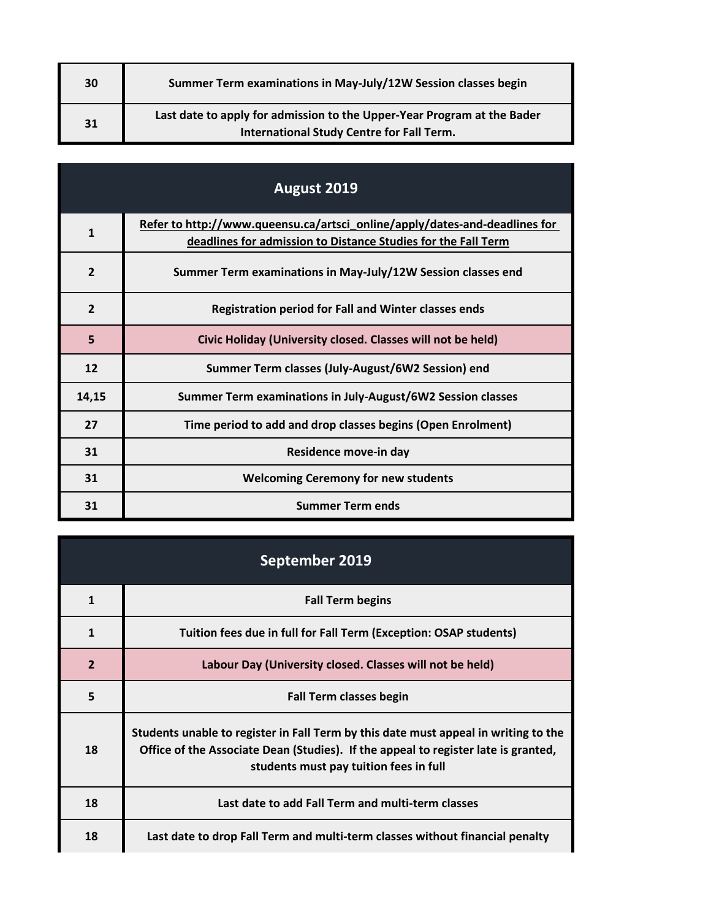| | |
|---|---|
| 30 | Summer Term examinations in May-July/12W Session classes begin |
| 31 | Last date to apply for admission to the Upper-Year Program at the Bader International Study Centre for Fall Term. |

## August 2019

| | |
|---|---|
| 1 | Refer to http://www.queensu.ca/artsci_online/apply/dates-and-deadlines for deadlines for admission to Distance Studies for the Fall Term |
| 2 | Summer Term examinations in May-July/12W Session classes end |
| 2 | Registration period for Fall and Winter classes ends |
| 5 | Civic Holiday (University closed. Classes will not be held) |
| 12 | Summer Term classes (July-August/6W2 Session) end |
| 14,15 | Summer Term examinations in July-August/6W2 Session classes |
| 27 | Time period to add and drop classes begins (Open Enrolment) |
| 31 | Residence move-in day |
| 31 | Welcoming Ceremony for new students |
| 31 | Summer Term ends |

## September 2019

| | |
|---|---|
| 1 | Fall Term begins |
| 1 | Tuition fees due in full for Fall Term (Exception: OSAP students) |
| 2 | Labour Day (University closed. Classes will not be held) |
| 5 | Fall Term classes begin |
| 18 | Students unable to register in Fall Term by this date must appeal in writing to the Office of the Associate Dean (Studies). If the appeal to register late is granted, students must pay tuition fees in full |
| 18 | Last date to add Fall Term and multi-term classes |
| 18 | Last date to drop Fall Term and multi-term classes without financial penalty |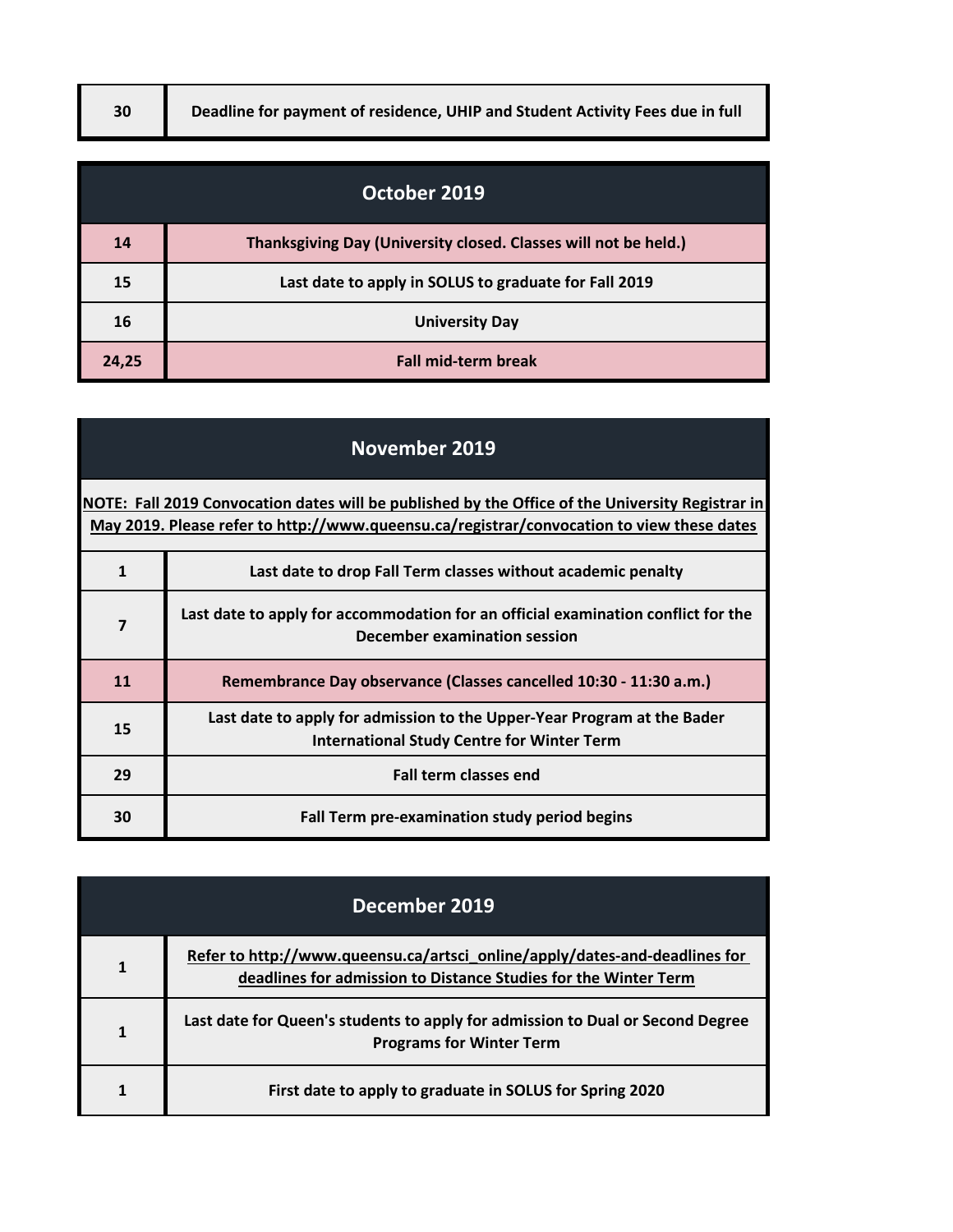| | |
|---|---|
| 30 | Deadline for payment of residence, UHIP and Student Activity Fees due in full |

## October 2019

| | |
|---|---|
| 14 | Thanksgiving Day (University closed. Classes will not be held.) |
| 15 | Last date to apply in SOLUS to graduate for Fall 2019 |
| 16 | University Day |
| 24,25 | Fall mid-term break |

## November 2019

NOTE: Fall 2019 Convocation dates will be published by the Office of the University Registrar in May 2019. Please refer to http://www.queensu.ca/registrar/convocation to view these dates

| | |
|---|---|
| 1 | Last date to drop Fall Term classes without academic penalty |
| 7 | Last date to apply for accommodation for an official examination conflict for the December examination session |
| 11 | Remembrance Day observance (Classes cancelled 10:30 - 11:30 a.m.) |
| 15 | Last date to apply for admission to the Upper-Year Program at the Bader International Study Centre for Winter Term |
| 29 | Fall term classes end |
| 30 | Fall Term pre-examination study period begins |

## December 2019

| | |
|---|---|
| 1 | Refer to http://www.queensu.ca/artsci_online/apply/dates-and-deadlines for deadlines for admission to Distance Studies for the Winter Term |
| 1 | Last date for Queen's students to apply for admission to Dual or Second Degree Programs for Winter Term |
| 1 | First date to apply to graduate in SOLUS for Spring 2020 |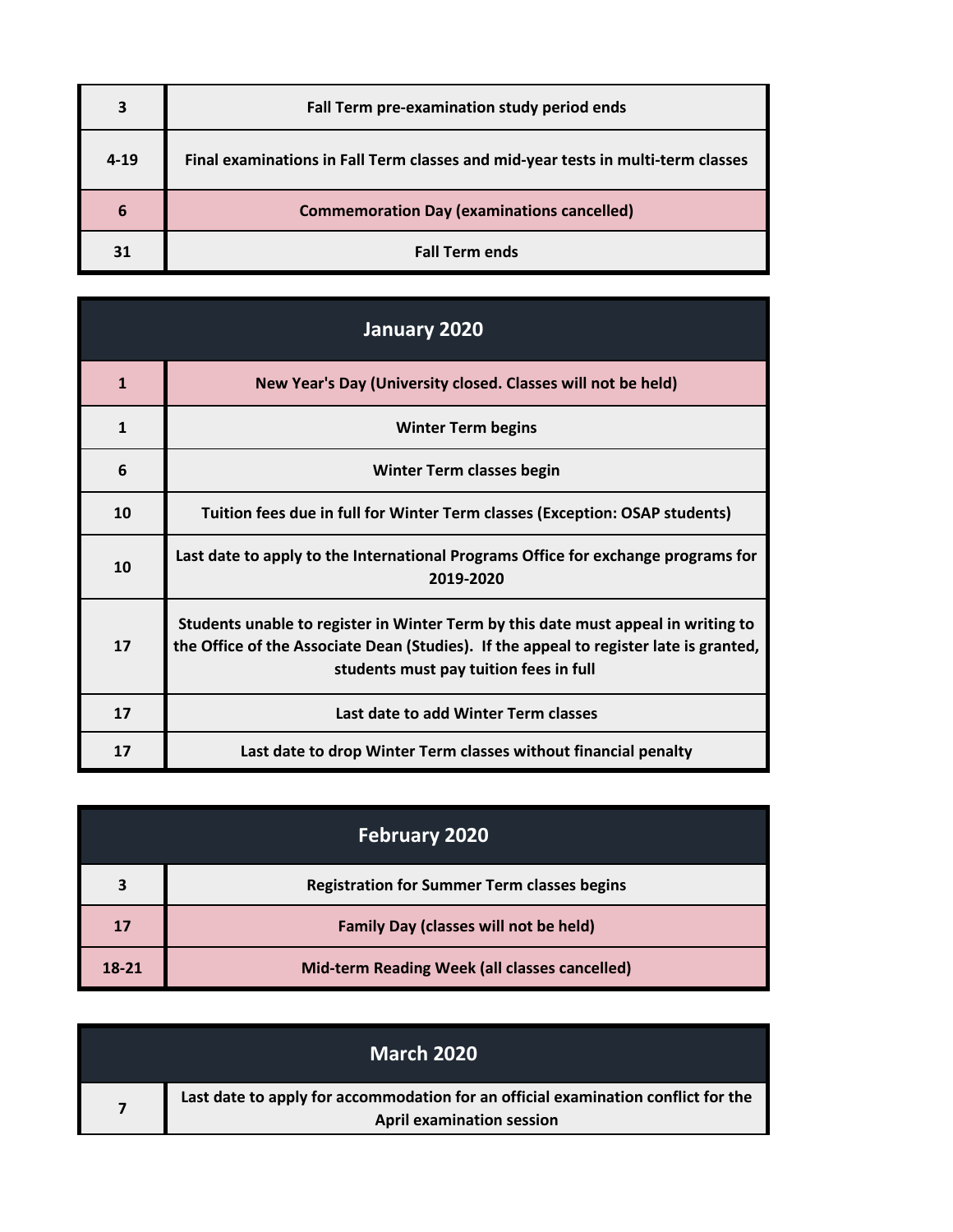| | |
|---|---|
| 3 | Fall Term pre-examination study period ends |
| 4-19 | Final examinations in Fall Term classes and mid-year tests in multi-term classes |
| 6 | Commemoration Day (examinations cancelled) |
| 31 | Fall Term ends |

| January 2020 | |
|---|---|
| 1 | New Year's Day (University closed. Classes will not be held) |
| 1 | Winter Term begins |
| 6 | Winter Term classes begin |
| 10 | Tuition fees due in full for Winter Term classes (Exception: OSAP students) |
| 10 | Last date to apply to the International Programs Office for exchange programs for 2019-2020 |
| 17 | Students unable to register in Winter Term by this date must appeal in writing to the Office of the Associate Dean (Studies). If the appeal to register late is granted, students must pay tuition fees in full |
| 17 | Last date to add Winter Term classes |
| 17 | Last date to drop Winter Term classes without financial penalty |

| February 2020 | |
|---|---|
| 3 | Registration for Summer Term classes begins |
| 17 | Family Day (classes will not be held) |
| 18-21 | Mid-term Reading Week (all classes cancelled) |

| March 2020 | |
|---|---|
| 7 | Last date to apply for accommodation for an official examination conflict for the April examination session |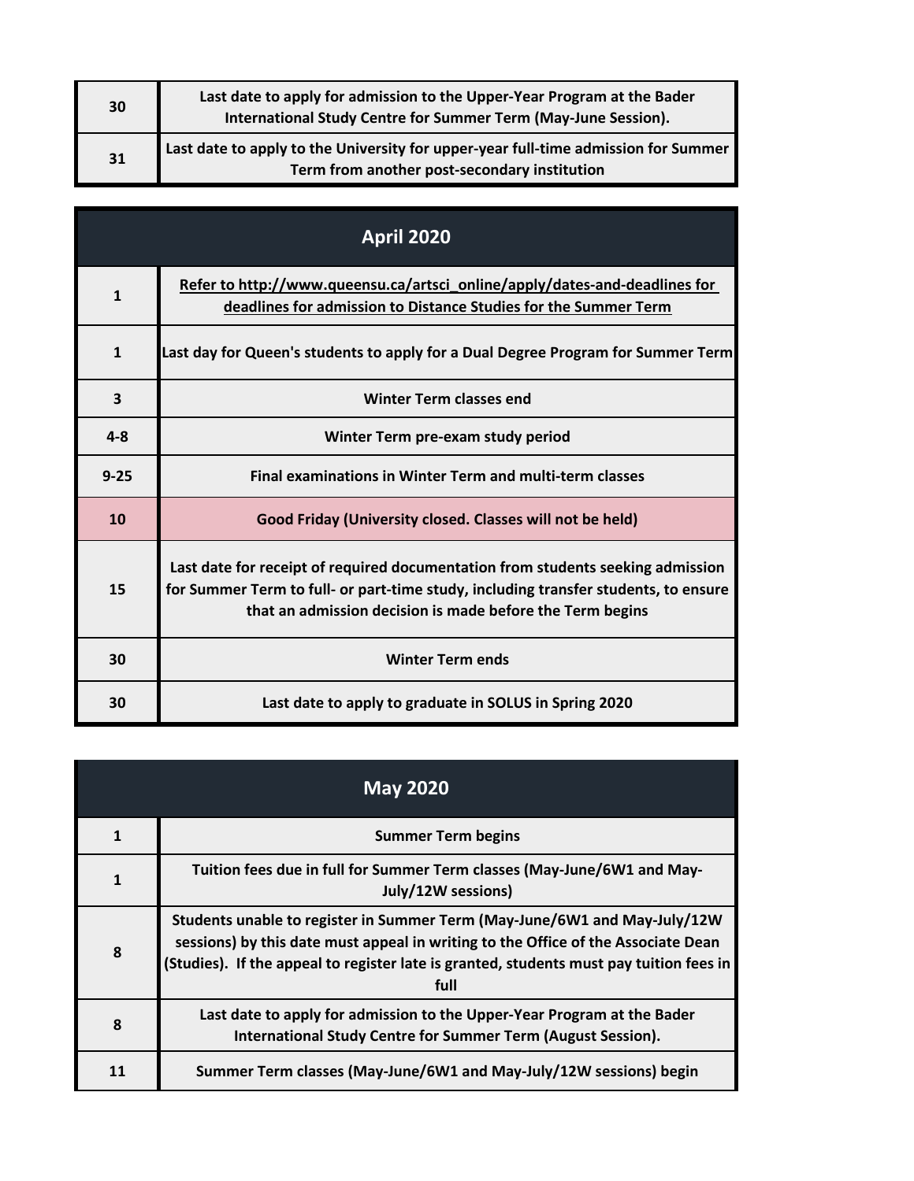| | |
|---|---|
| **30** | **Last date to apply for admission to the Upper-Year Program at the Bader International Study Centre for Summer Term (May-June Session).** |
| **31** | **Last date to apply to the University for upper-year full-time admission for Summer Term from another post-secondary institution** |

## April 2020

| | |
|---|---|
| **1** | **Refer to http://www.queensu.ca/artsci_online/apply/dates-and-deadlines for deadlines for admission to Distance Studies for the Summer Term** |
| **1** | **Last day for Queen's students to apply for a Dual Degree Program for Summer Term** |
| **3** | **Winter Term classes end** |
| **4-8** | **Winter Term pre-exam study period** |
| **9-25** | **Final examinations in Winter Term and multi-term classes** |
| **10** | **Good Friday (University closed. Classes will not be held)** |
| **15** | **Last date for receipt of required documentation from students seeking admission for Summer Term to full- or part-time study, including transfer students, to ensure that an admission decision is made before the Term begins** |
| **30** | **Winter Term ends** |
| **30** | **Last date to apply to graduate in SOLUS in Spring 2020** |

## May 2020

| | |
|---|---|
| **1** | **Summer Term begins** |
| **1** | **Tuition fees due in full for Summer Term classes (May-June/6W1 and May-July/12W sessions)** |
| **8** | **Students unable to register in Summer Term (May-June/6W1 and May-July/12W sessions) by this date must appeal in writing to the Office of the Associate Dean (Studies). If the appeal to register late is granted, students must pay tuition fees in full** |
| **8** | **Last date to apply for admission to the Upper-Year Program at the Bader International Study Centre for Summer Term (August Session).** |
| **11** | **Summer Term classes (May-June/6W1 and May-July/12W sessions) begin** |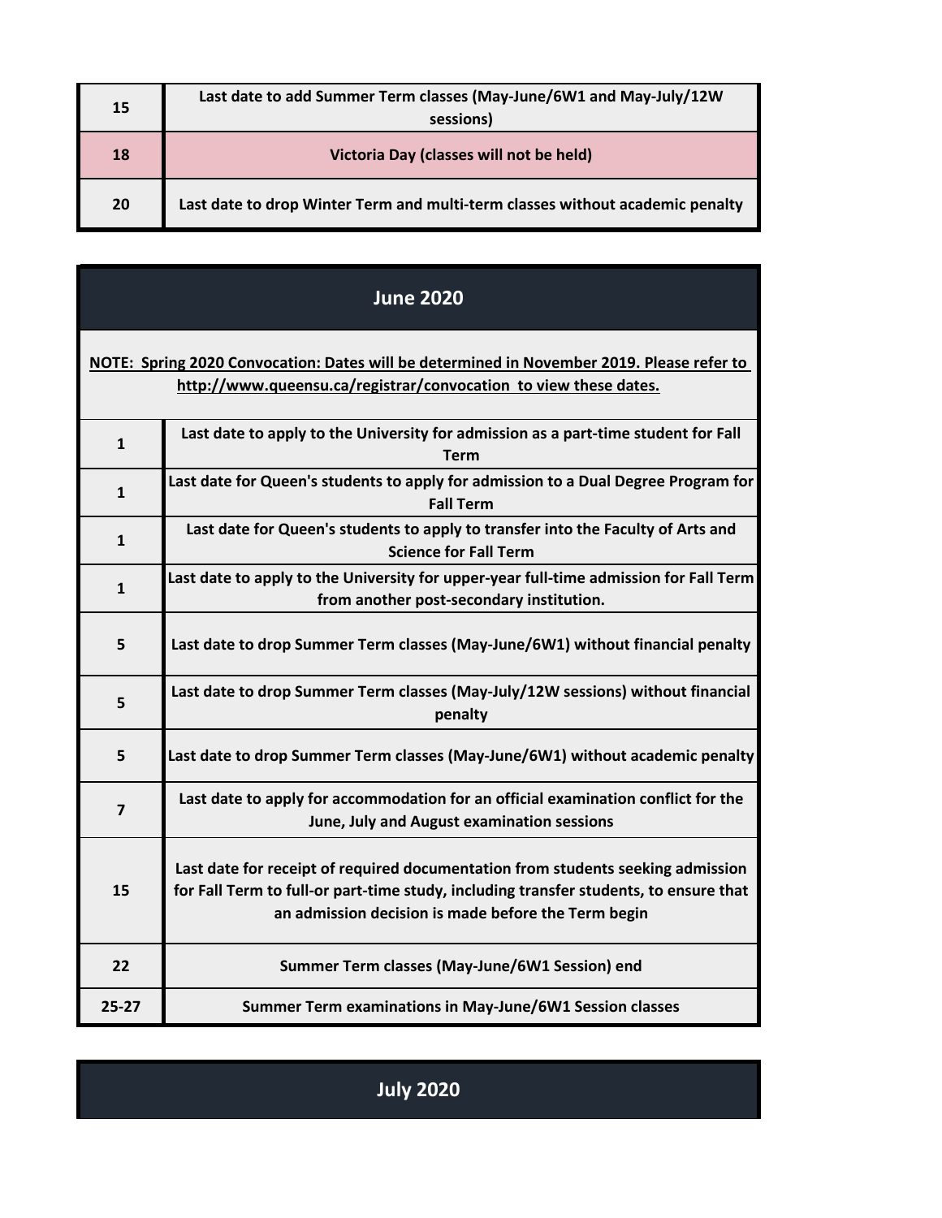| | |
|---|---|
| 15 | Last date to add Summer Term classes (May-June/6W1 and May-July/12W sessions) |
| 18 | Victoria Day (classes will not be held) |
| 20 | Last date to drop Winter Term and multi-term classes without academic penalty |

## June 2020

**NOTE: Spring 2020 Convocation: Dates will be determined in November 2019. Please refer to http://www.queensu.ca/registrar/convocation to view these dates.**

| | |
|---|---|
| 1 | Last date to apply to the University for admission as a part-time student for Fall Term |
| 1 | Last date for Queen's students to apply for admission to a Dual Degree Program for Fall Term |
| 1 | Last date for Queen's students to apply to transfer into the Faculty of Arts and Science for Fall Term |
| 1 | Last date to apply to the University for upper-year full-time admission for Fall Term from another post-secondary institution. |
| 5 | Last date to drop Summer Term classes (May-June/6W1) without financial penalty |
| 5 | Last date to drop Summer Term classes (May-July/12W sessions) without financial penalty |
| 5 | Last date to drop Summer Term classes (May-June/6W1) without academic penalty |
| 7 | Last date to apply for accommodation for an official examination conflict for the June, July and August examination sessions |
| 15 | Last date for receipt of required documentation from students seeking admission for Fall Term to full-or part-time study, including transfer students, to ensure that an admission decision is made before the Term begin |
| 22 | Summer Term classes (May-June/6W1 Session) end |
| 25-27 | Summer Term examinations in May-June/6W1 Session classes |

## July 2020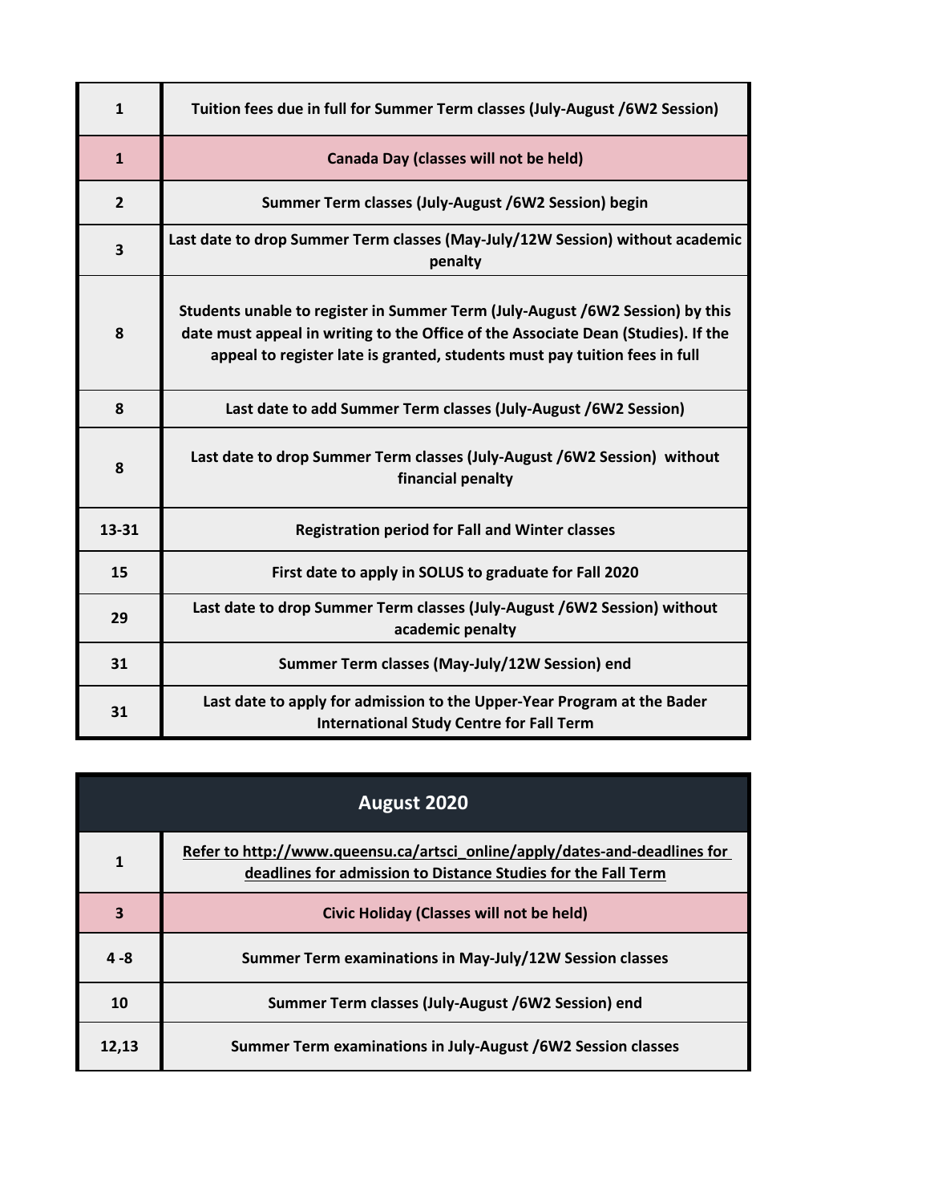| | |
|---|---|
| **1** | **Tuition fees due in full for Summer Term classes (July-August /6W2 Session)** |
| **1** | **Canada Day (classes will not be held)** |
| **2** | **Summer Term classes (July-August /6W2 Session) begin** |
| **3** | **Last date to drop Summer Term classes (May-July/12W Session) without academic penalty** |
| **8** | **Students unable to register in Summer Term (July-August /6W2 Session) by this date must appeal in writing to the Office of the Associate Dean (Studies). If the appeal to register late is granted, students must pay tuition fees in full** |
| **8** | **Last date to add Summer Term classes (July-August /6W2 Session)** |
| **8** | **Last date to drop Summer Term classes (July-August /6W2 Session) without financial penalty** |
| **13-31** | **Registration period for Fall and Winter classes** |
| **15** | **First date to apply in SOLUS to graduate for Fall 2020** |
| **29** | **Last date to drop Summer Term classes (July-August /6W2 Session) without academic penalty** |
| **31** | **Summer Term classes (May-July/12W Session) end** |
| **31** | **Last date to apply for admission to the Upper-Year Program at the Bader International Study Centre for Fall Term** |

| **August 2020** | |
|---|---|
| **1** | **Refer to http://www.queensu.ca/artsci_online/apply/dates-and-deadlines for deadlines for admission to Distance Studies for the Fall Term** |
| **3** | **Civic Holiday (Classes will not be held)** |
| **4 -8** | **Summer Term examinations in May-July/12W Session classes** |
| **10** | **Summer Term classes (July-August /6W2 Session) end** |
| **12,13** | **Summer Term examinations in July-August /6W2 Session classes** |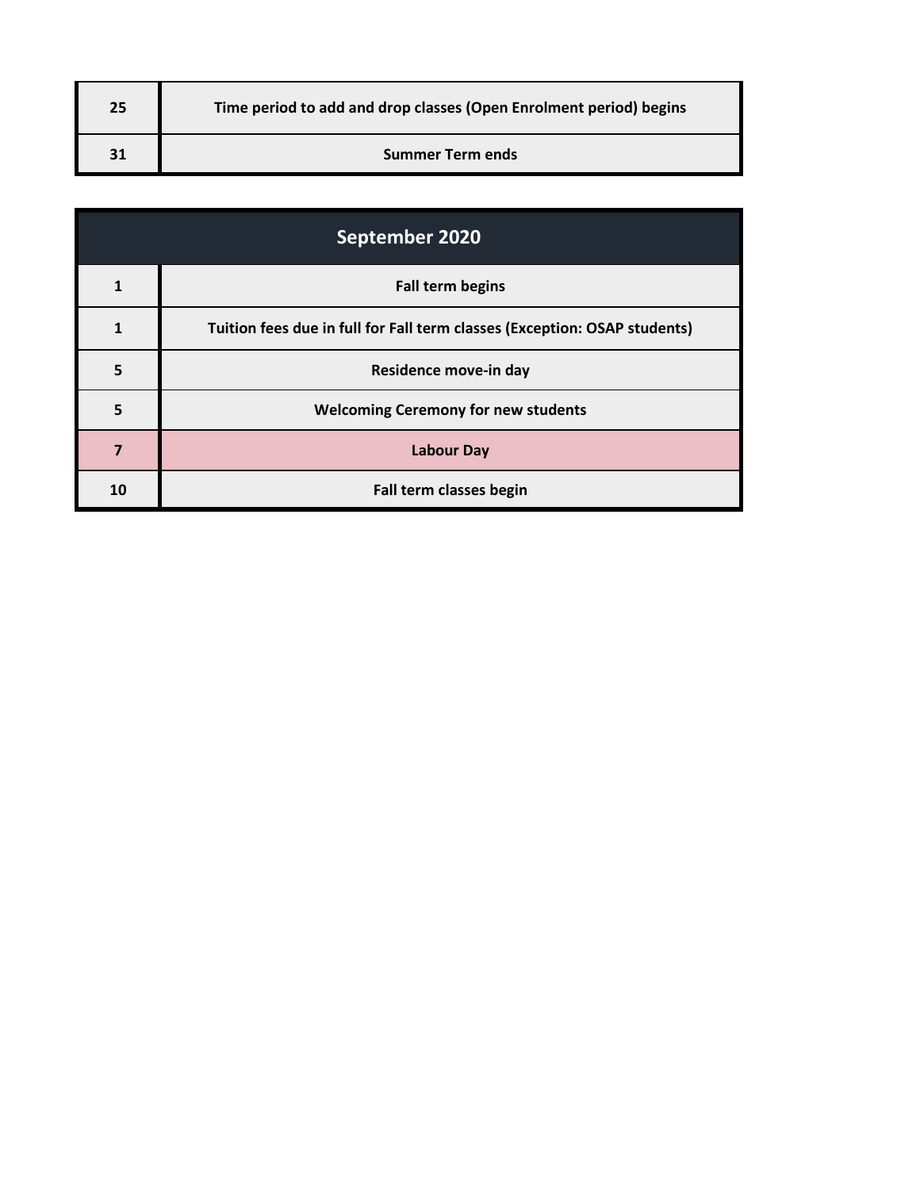| | |
|---|---|
| 25 | Time period to add and drop classes (Open Enrolment period) begins |
| 31 | Summer Term ends |

| September 2020 | |
|---|---|
| 1 | Fall term begins |
| 1 | Tuition fees due in full for Fall term classes (Exception: OSAP students) |
| 5 | Residence move-in day |
| 5 | Welcoming Ceremony for new students |
| 7 | Labour Day |
| 10 | Fall term classes begin |